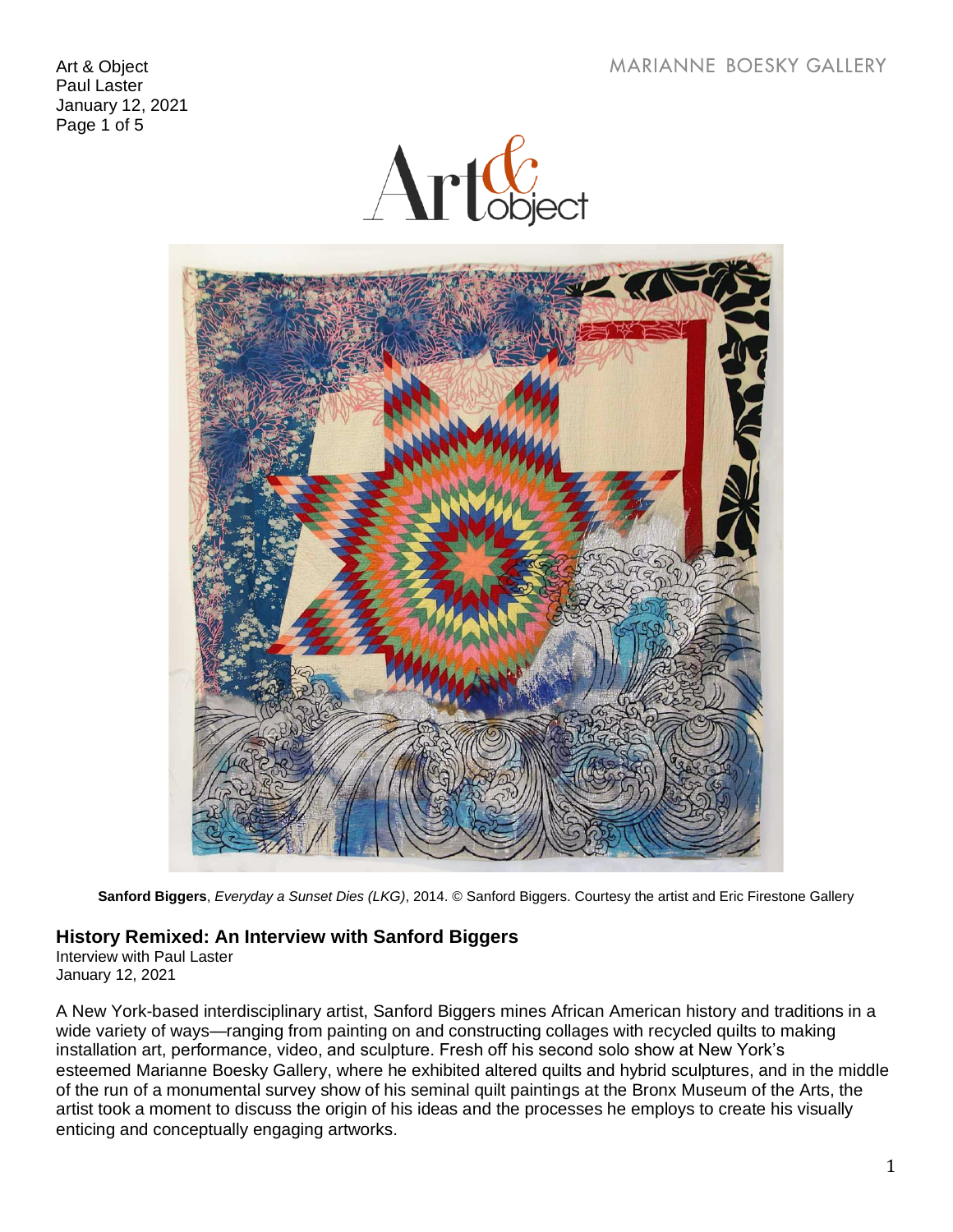Sanford Biggers, *Everyday a Sunset Dies (LKG)*, 2014. © Sanford Biggers. Courtesy the artist and Eric Firestone Gallery

## History Remixed: An Interview with Sanford Biggers

Interview with Paul Laster
January 12, 2021

A New York-based interdisciplinary artist, Sanford Biggers mines African American history and traditions in a wide variety of ways—ranging from painting on and constructing collages with recycled quilts to making installation art, performance, video, and sculpture. Fresh off his second solo show at New York's esteemed Marianne Boesky Gallery, where he exhibited altered quilts and hybrid sculptures, and in the middle of the run of a monumental survey show of his seminal quilt paintings at the Bronx Museum of the Arts, the artist took a moment to discuss the origin of his ideas and the processes he employs to create his visually enticing and conceptually engaging artworks.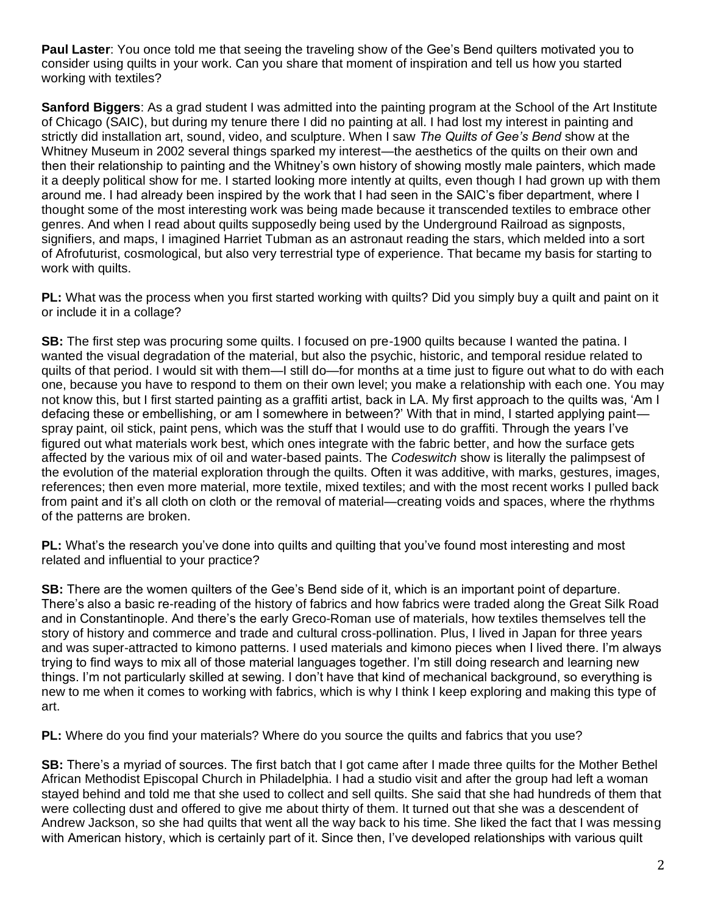**Paul Laster**: You once told me that seeing the traveling show of the Gee's Bend quilters motivated you to consider using quilts in your work. Can you share that moment of inspiration and tell us how you started working with textiles?

**Sanford Biggers**: As a grad student I was admitted into the painting program at the School of the Art Institute of Chicago (SAIC), but during my tenure there I did no painting at all. I had lost my interest in painting and strictly did installation art, sound, video, and sculpture. When I saw *The Quilts of Gee's Bend* show at the Whitney Museum in 2002 several things sparked my interest—the aesthetics of the quilts on their own and then their relationship to painting and the Whitney's own history of showing mostly male painters, which made it a deeply political show for me. I started looking more intently at quilts, even though I had grown up with them around me. I had already been inspired by the work that I had seen in the SAIC's fiber department, where I thought some of the most interesting work was being made because it transcended textiles to embrace other genres. And when I read about quilts supposedly being used by the Underground Railroad as signposts, signifiers, and maps, I imagined Harriet Tubman as an astronaut reading the stars, which melded into a sort of Afrofuturist, cosmological, but also very terrestrial type of experience. That became my basis for starting to work with quilts.

**PL:** What was the process when you first started working with quilts? Did you simply buy a quilt and paint on it or include it in a collage?

**SB:** The first step was procuring some quilts. I focused on pre-1900 quilts because I wanted the patina. I wanted the visual degradation of the material, but also the psychic, historic, and temporal residue related to quilts of that period. I would sit with them—I still do—for months at a time just to figure out what to do with each one, because you have to respond to them on their own level; you make a relationship with each one. You may not know this, but I first started painting as a graffiti artist, back in LA. My first approach to the quilts was, 'Am I defacing these or embellishing, or am I somewhere in between?' With that in mind, I started applying paint—spray paint, oil stick, paint pens, which was the stuff that I would use to do graffiti. Through the years I've figured out what materials work best, which ones integrate with the fabric better, and how the surface gets affected by the various mix of oil and water-based paints. The *Codeswitch* show is literally the palimpsest of the evolution of the material exploration through the quilts. Often it was additive, with marks, gestures, images, references; then even more material, more textile, mixed textiles; and with the most recent works I pulled back from paint and it's all cloth on cloth or the removal of material—creating voids and spaces, where the rhythms of the patterns are broken.

**PL:** What's the research you've done into quilts and quilting that you've found most interesting and most related and influential to your practice?

**SB:** There are the women quilters of the Gee's Bend side of it, which is an important point of departure. There's also a basic re-reading of the history of fabrics and how fabrics were traded along the Great Silk Road and in Constantinople. And there's the early Greco-Roman use of materials, how textiles themselves tell the story of history and commerce and trade and cultural cross-pollination. Plus, I lived in Japan for three years and was super-attracted to kimono patterns. I used materials and kimono pieces when I lived there. I'm always trying to find ways to mix all of those material languages together. I'm still doing research and learning new things. I'm not particularly skilled at sewing. I don't have that kind of mechanical background, so everything is new to me when it comes to working with fabrics, which is why I think I keep exploring and making this type of art.

**PL:** Where do you find your materials? Where do you source the quilts and fabrics that you use?

**SB:** There's a myriad of sources. The first batch that I got came after I made three quilts for the Mother Bethel African Methodist Episcopal Church in Philadelphia. I had a studio visit and after the group had left a woman stayed behind and told me that she used to collect and sell quilts. She said that she had hundreds of them that were collecting dust and offered to give me about thirty of them. It turned out that she was a descendent of Andrew Jackson, so she had quilts that went all the way back to his time. She liked the fact that I was messing with American history, which is certainly part of it. Since then, I've developed relationships with various quilt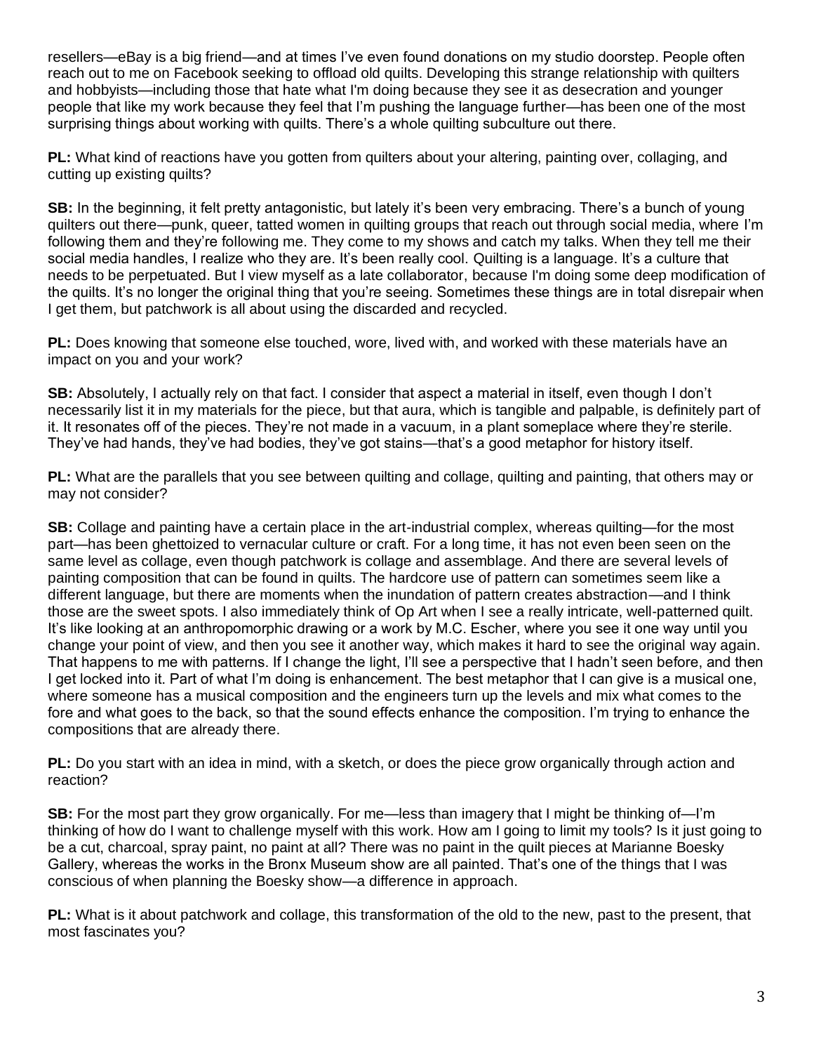resellers—eBay is a big friend—and at times I've even found donations on my studio doorstep. People often reach out to me on Facebook seeking to offload old quilts. Developing this strange relationship with quilters and hobbyists—including those that hate what I'm doing because they see it as desecration and younger people that like my work because they feel that I'm pushing the language further—has been one of the most surprising things about working with quilts. There's a whole quilting subculture out there.

**PL:** What kind of reactions have you gotten from quilters about your altering, painting over, collaging, and cutting up existing quilts?

**SB:** In the beginning, it felt pretty antagonistic, but lately it's been very embracing. There's a bunch of young quilters out there—punk, queer, tatted women in quilting groups that reach out through social media, where I'm following them and they're following me. They come to my shows and catch my talks. When they tell me their social media handles, I realize who they are. It's been really cool. Quilting is a language. It's a culture that needs to be perpetuated. But I view myself as a late collaborator, because I'm doing some deep modification of the quilts. It's no longer the original thing that you're seeing. Sometimes these things are in total disrepair when I get them, but patchwork is all about using the discarded and recycled.

**PL:** Does knowing that someone else touched, wore, lived with, and worked with these materials have an impact on you and your work?

**SB:** Absolutely, I actually rely on that fact. I consider that aspect a material in itself, even though I don't necessarily list it in my materials for the piece, but that aura, which is tangible and palpable, is definitely part of it. It resonates off of the pieces. They're not made in a vacuum, in a plant someplace where they're sterile. They've had hands, they've had bodies, they've got stains—that's a good metaphor for history itself.

**PL:** What are the parallels that you see between quilting and collage, quilting and painting, that others may or may not consider?

**SB:** Collage and painting have a certain place in the art-industrial complex, whereas quilting—for the most part—has been ghettoized to vernacular culture or craft. For a long time, it has not even been seen on the same level as collage, even though patchwork is collage and assemblage. And there are several levels of painting composition that can be found in quilts. The hardcore use of pattern can sometimes seem like a different language, but there are moments when the inundation of pattern creates abstraction—and I think those are the sweet spots. I also immediately think of Op Art when I see a really intricate, well-patterned quilt. It's like looking at an anthropomorphic drawing or a work by M.C. Escher, where you see it one way until you change your point of view, and then you see it another way, which makes it hard to see the original way again. That happens to me with patterns. If I change the light, I'll see a perspective that I hadn't seen before, and then I get locked into it. Part of what I'm doing is enhancement. The best metaphor that I can give is a musical one, where someone has a musical composition and the engineers turn up the levels and mix what comes to the fore and what goes to the back, so that the sound effects enhance the composition. I'm trying to enhance the compositions that are already there.

**PL:** Do you start with an idea in mind, with a sketch, or does the piece grow organically through action and reaction?

**SB:** For the most part they grow organically. For me—less than imagery that I might be thinking of—I'm thinking of how do I want to challenge myself with this work. How am I going to limit my tools? Is it just going to be a cut, charcoal, spray paint, no paint at all? There was no paint in the quilt pieces at Marianne Boesky Gallery, whereas the works in the Bronx Museum show are all painted. That's one of the things that I was conscious of when planning the Boesky show—a difference in approach.

**PL:** What is it about patchwork and collage, this transformation of the old to the new, past to the present, that most fascinates you?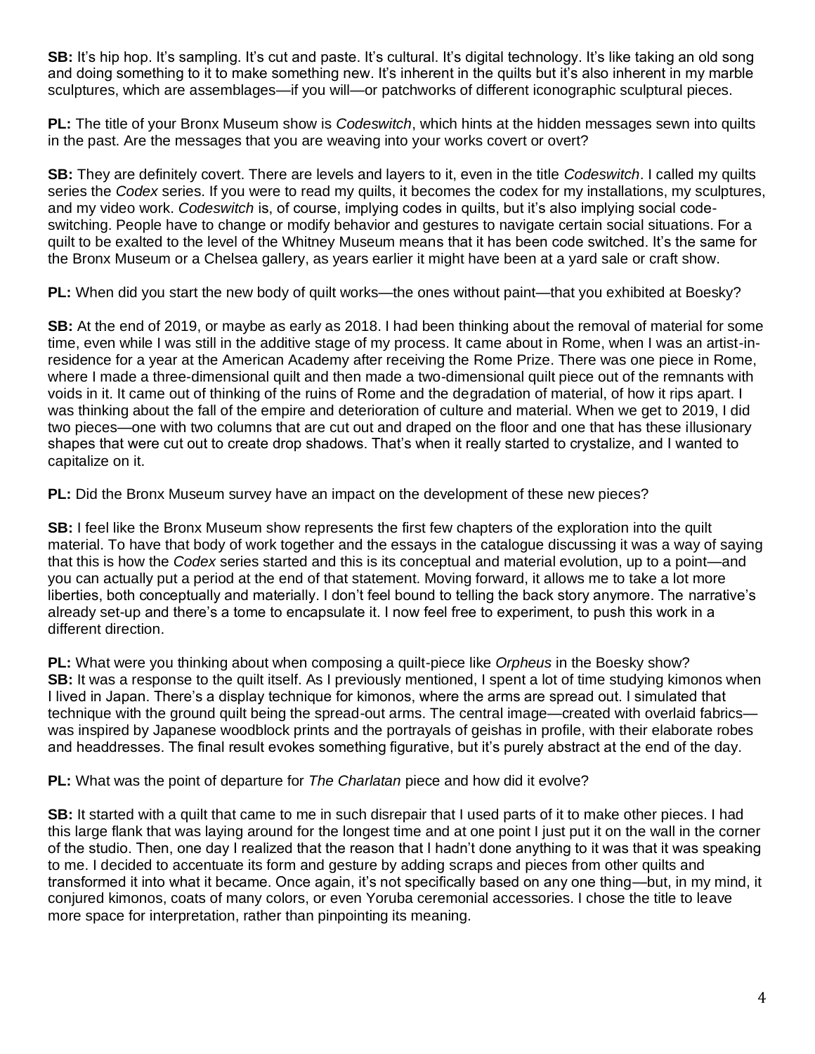**SB:** It's hip hop. It's sampling. It's cut and paste. It's cultural. It's digital technology. It's like taking an old song and doing something to it to make something new. It's inherent in the quilts but it's also inherent in my marble sculptures, which are assemblages—if you will—or patchworks of different iconographic sculptural pieces.

**PL:** The title of your Bronx Museum show is *Codeswitch*, which hints at the hidden messages sewn into quilts in the past. Are the messages that you are weaving into your works covert or overt?

**SB:** They are definitely covert. There are levels and layers to it, even in the title *Codeswitch*. I called my quilts series the *Codex* series. If you were to read my quilts, it becomes the codex for my installations, my sculptures, and my video work. *Codeswitch* is, of course, implying codes in quilts, but it's also implying social code-switching. People have to change or modify behavior and gestures to navigate certain social situations. For a quilt to be exalted to the level of the Whitney Museum means that it has been code switched. It's the same for the Bronx Museum or a Chelsea gallery, as years earlier it might have been at a yard sale or craft show.

**PL:** When did you start the new body of quilt works—the ones without paint—that you exhibited at Boesky?

**SB:** At the end of 2019, or maybe as early as 2018. I had been thinking about the removal of material for some time, even while I was still in the additive stage of my process. It came about in Rome, when I was an artist-in-residence for a year at the American Academy after receiving the Rome Prize. There was one piece in Rome, where I made a three-dimensional quilt and then made a two-dimensional quilt piece out of the remnants with voids in it. It came out of thinking of the ruins of Rome and the degradation of material, of how it rips apart. I was thinking about the fall of the empire and deterioration of culture and material. When we get to 2019, I did two pieces—one with two columns that are cut out and draped on the floor and one that has these illusionary shapes that were cut out to create drop shadows. That's when it really started to crystalize, and I wanted to capitalize on it.

**PL:** Did the Bronx Museum survey have an impact on the development of these new pieces?

**SB:** I feel like the Bronx Museum show represents the first few chapters of the exploration into the quilt material. To have that body of work together and the essays in the catalogue discussing it was a way of saying that this is how the *Codex* series started and this is its conceptual and material evolution, up to a point—and you can actually put a period at the end of that statement. Moving forward, it allows me to take a lot more liberties, both conceptually and materially. I don't feel bound to telling the back story anymore. The narrative's already set-up and there's a tome to encapsulate it. I now feel free to experiment, to push this work in a different direction.

**PL:** What were you thinking about when composing a quilt-piece like *Orpheus* in the Boesky show?
**SB:** It was a response to the quilt itself. As I previously mentioned, I spent a lot of time studying kimonos when I lived in Japan. There's a display technique for kimonos, where the arms are spread out. I simulated that technique with the ground quilt being the spread-out arms. The central image—created with overlaid fabrics—was inspired by Japanese woodblock prints and the portrayals of geishas in profile, with their elaborate robes and headdresses. The final result evokes something figurative, but it's purely abstract at the end of the day.

**PL:** What was the point of departure for *The Charlatan* piece and how did it evolve?

**SB:** It started with a quilt that came to me in such disrepair that I used parts of it to make other pieces. I had this large flank that was laying around for the longest time and at one point I just put it on the wall in the corner of the studio. Then, one day I realized that the reason that I hadn't done anything to it was that it was speaking to me. I decided to accentuate its form and gesture by adding scraps and pieces from other quilts and transformed it into what it became. Once again, it's not specifically based on any one thing—but, in my mind, it conjured kimonos, coats of many colors, or even Yoruba ceremonial accessories. I chose the title to leave more space for interpretation, rather than pinpointing its meaning.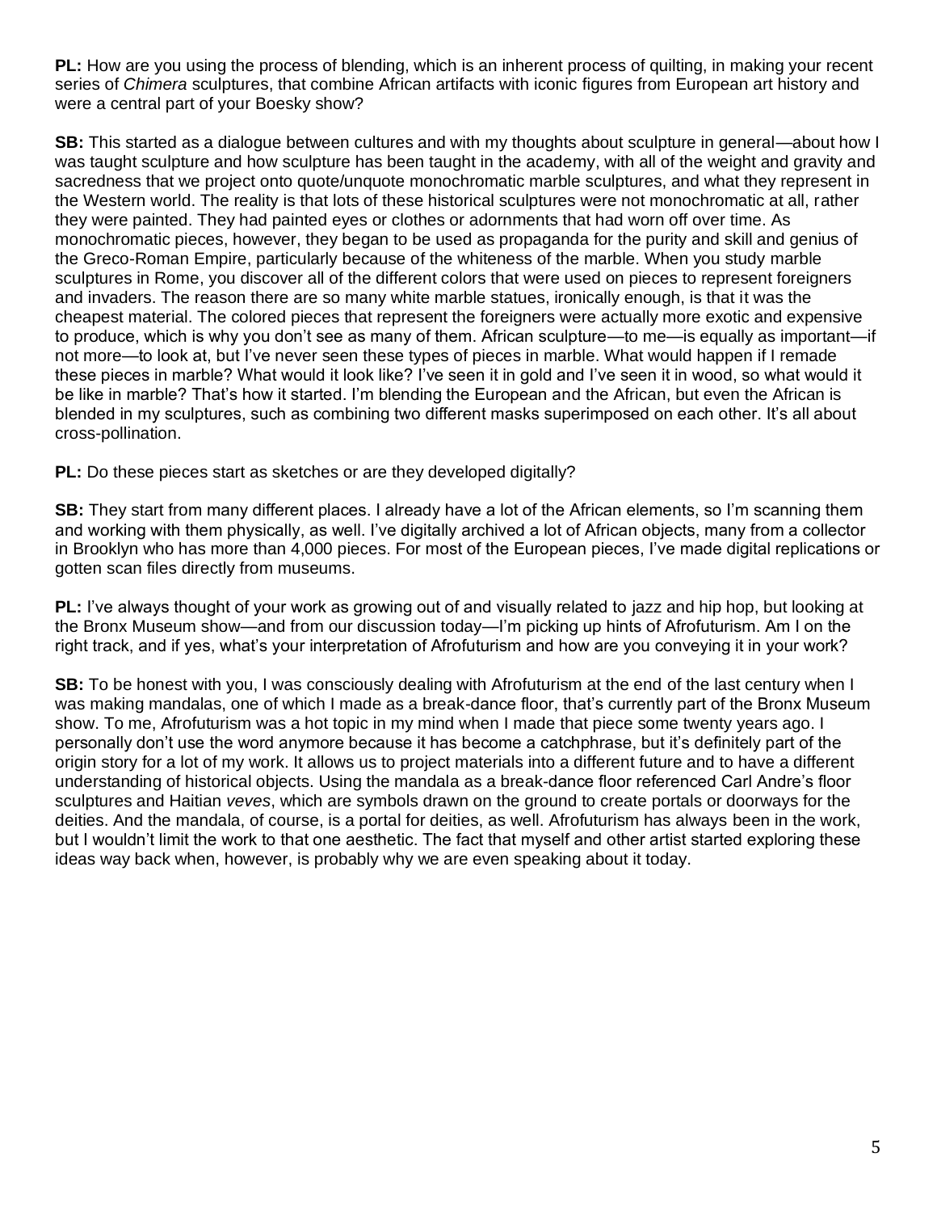**PL:** How are you using the process of blending, which is an inherent process of quilting, in making your recent series of *Chimera* sculptures, that combine African artifacts with iconic figures from European art history and were a central part of your Boesky show?

**SB:** This started as a dialogue between cultures and with my thoughts about sculpture in general—about how I was taught sculpture and how sculpture has been taught in the academy, with all of the weight and gravity and sacredness that we project onto quote/unquote monochromatic marble sculptures, and what they represent in the Western world. The reality is that lots of these historical sculptures were not monochromatic at all, rather they were painted. They had painted eyes or clothes or adornments that had worn off over time. As monochromatic pieces, however, they began to be used as propaganda for the purity and skill and genius of the Greco-Roman Empire, particularly because of the whiteness of the marble. When you study marble sculptures in Rome, you discover all of the different colors that were used on pieces to represent foreigners and invaders. The reason there are so many white marble statues, ironically enough, is that it was the cheapest material. The colored pieces that represent the foreigners were actually more exotic and expensive to produce, which is why you don't see as many of them. African sculpture—to me—is equally as important—if not more—to look at, but I've never seen these types of pieces in marble. What would happen if I remade these pieces in marble? What would it look like? I've seen it in gold and I've seen it in wood, so what would it be like in marble? That's how it started. I'm blending the European and the African, but even the African is blended in my sculptures, such as combining two different masks superimposed on each other. It's all about cross-pollination.

**PL:** Do these pieces start as sketches or are they developed digitally?

**SB:** They start from many different places. I already have a lot of the African elements, so I'm scanning them and working with them physically, as well. I've digitally archived a lot of African objects, many from a collector in Brooklyn who has more than 4,000 pieces. For most of the European pieces, I've made digital replications or gotten scan files directly from museums.

**PL:** I've always thought of your work as growing out of and visually related to jazz and hip hop, but looking at the Bronx Museum show—and from our discussion today—I'm picking up hints of Afrofuturism. Am I on the right track, and if yes, what's your interpretation of Afrofuturism and how are you conveying it in your work?

**SB:** To be honest with you, I was consciously dealing with Afrofuturism at the end of the last century when I was making mandalas, one of which I made as a break-dance floor, that's currently part of the Bronx Museum show. To me, Afrofuturism was a hot topic in my mind when I made that piece some twenty years ago. I personally don't use the word anymore because it has become a catchphrase, but it's definitely part of the origin story for a lot of my work. It allows us to project materials into a different future and to have a different understanding of historical objects. Using the mandala as a break-dance floor referenced Carl Andre's floor sculptures and Haitian *veves*, which are symbols drawn on the ground to create portals or doorways for the deities. And the mandala, of course, is a portal for deities, as well. Afrofuturism has always been in the work, but I wouldn't limit the work to that one aesthetic. The fact that myself and other artist started exploring these ideas way back when, however, is probably why we are even speaking about it today.